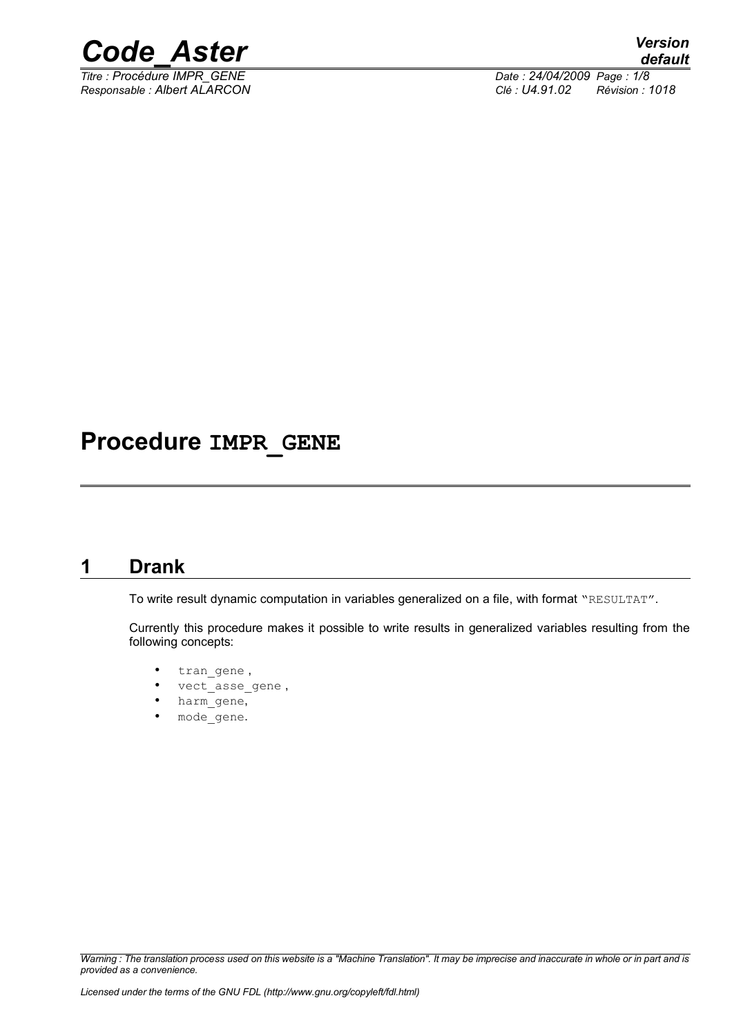# Procedure IMPR_GENE

## 1 Drank

To write result dynamic computation in variables generalized on a file, with format "RESULTAT".

Currently this procedure makes it possible to write results in generalized variables resulting from the following concepts:

- tran_gene ,
- vect_asse_gene ,
- harm_gene,
- mode_gene.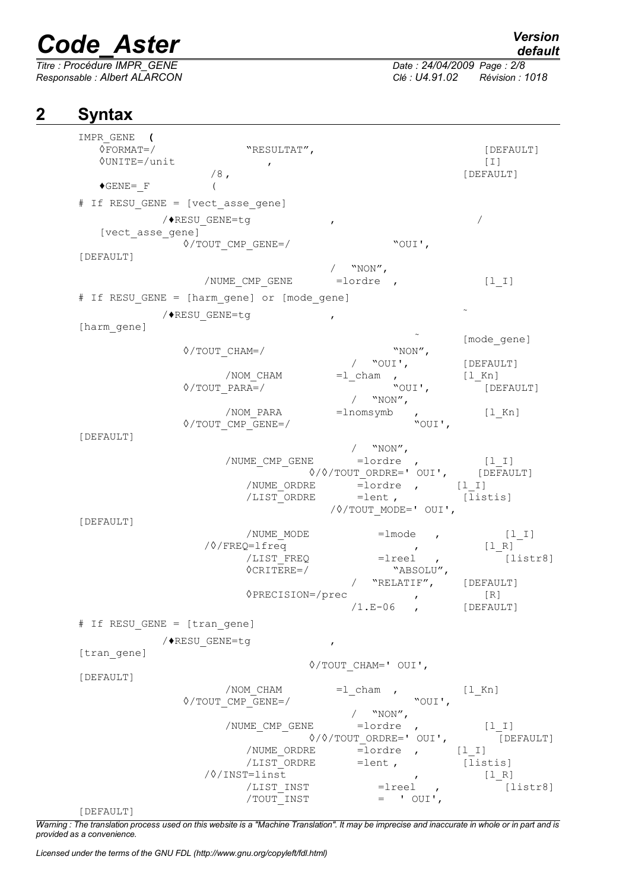# 2 Syntax

```
IMPR_GENE (
   ◊FORMAT=/                "RESULTAT",                              [DEFAULT]
   ◊UNITE=/unit              ,                                       [I]
               /8 ,                                                  [DEFAULT]
   ♦GENE=_F          (
# If RESU_GENE = [vect_asse_gene]
            /♦RESU_GENE=tg                ,                          /
   [vect_asse_gene]
            ◊/TOUT_CMP_GENE=/                    "OUI',
[DEFAULT]
                                         /  "NON",
             /NUME_CMP_GENE         =lordre  ,                       [l_I]
# If RESU_GENE = [harm_gene] or [mode_gene]
            /♦RESU_GENE=tg                ,                          ~
[harm_gene]
                                                         ~           [mode_gene]
            ◊/TOUT_CHAM=/                        "NON",
                                         /  "OUI',                   [DEFAULT]
                 /NOM_CHAM          =l_cham  ,                       [l_Kn]
            ◊/TOUT_PARA=/                        "OUI',              [DEFAULT]
                                         /  "NON",
                 /NOM_PARA          =lnomsymb    ,                   [l_Kn]
            ◊/TOUT_CMP_GENE=/                         "OUI',
[DEFAULT]
                                         /  "NON",
                 /NUME_CMP_GENE          =lordre  ,                  [l_I]
                               ◊/◊/TOUT_ORDRE=' OUI',                [DEFAULT]
                    /NUME_ORDRE          =lordre  ,          [l_I]
                    /LIST_ORDRE          =lent ,             [listis]
                                 /◊/TOUT_MODE=' OUI',
[DEFAULT]
                    /NUME_MODE               =lmode    ,              [l_I]
              /◊/FREQ=lfreq                        ,                 [l_R]
                    /LIST_FREQ               =lreel    ,             [listr8]
                    ◊CRITERE=/                     "ABSOLU",
                                         /  "RELATIF",       [DEFAULT]
                    ◊PRECISION=/prec               ,                 [R]
                                         /1.E-06    ,                [DEFAULT]
# If RESU_GENE = [tran_gene]
            /♦RESU_GENE=tg                ,
[tran_gene]
                                 ◊/TOUT_CHAM=' OUI',
[DEFAULT]
                 /NOM_CHAM          =l_cham  ,                       [l_Kn]
            ◊/TOUT_CMP_GENE=/                         "OUI',
                                         /  "NON",
                 /NUME_CMP_GENE          =lordre  ,                  [l_I]
                               ◊/◊/TOUT_ORDRE=' OUI',                [DEFAULT]
                    /NUME_ORDRE          =lordre  ,          [l_I]
                    /LIST_ORDRE          =lent ,             [listis]
              /◊/INST=linst                        ,                 [l_R]
                    /LIST_INST               =lreel    ,             [listr8]
                    /TOUT_INST               =  ' OUI',
[DEFAULT]
```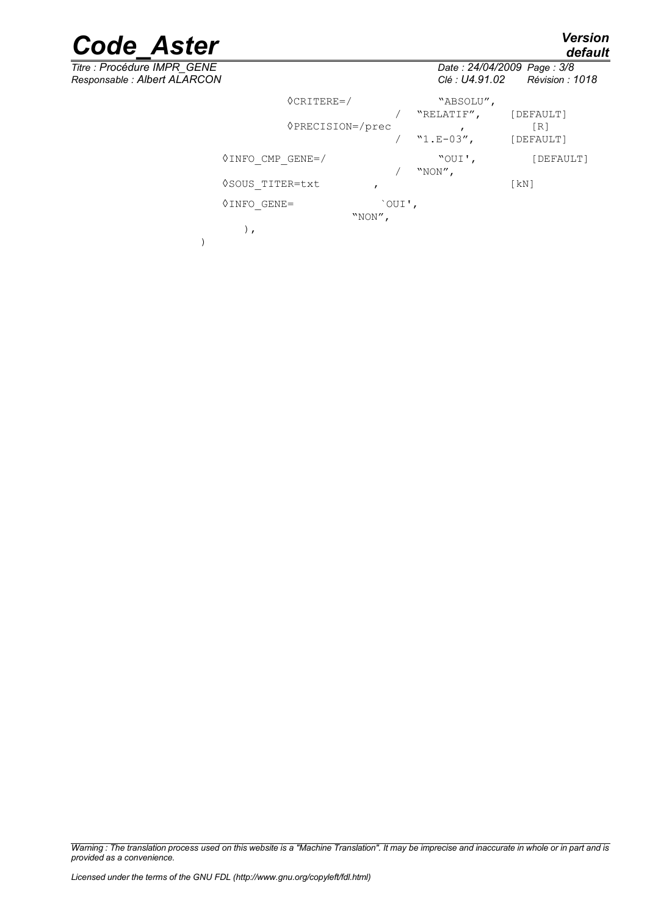```
                ◊CRITERE=/            "ABSOLU",
                               /   "RELATIF",     [DEFAULT]
                ◊PRECISION=/prec          ,          [R]
                               /   "1.E-03",      [DEFAULT]
          ◊INFO_CMP_GENE=/            "OUI',        [DEFAULT]
                               /   "NON",
          ◊SOUS_TITER=txt         ,                 [kN]
          ◊INFO_GENE=             `OUI',
                              "NON",
          ),
)
```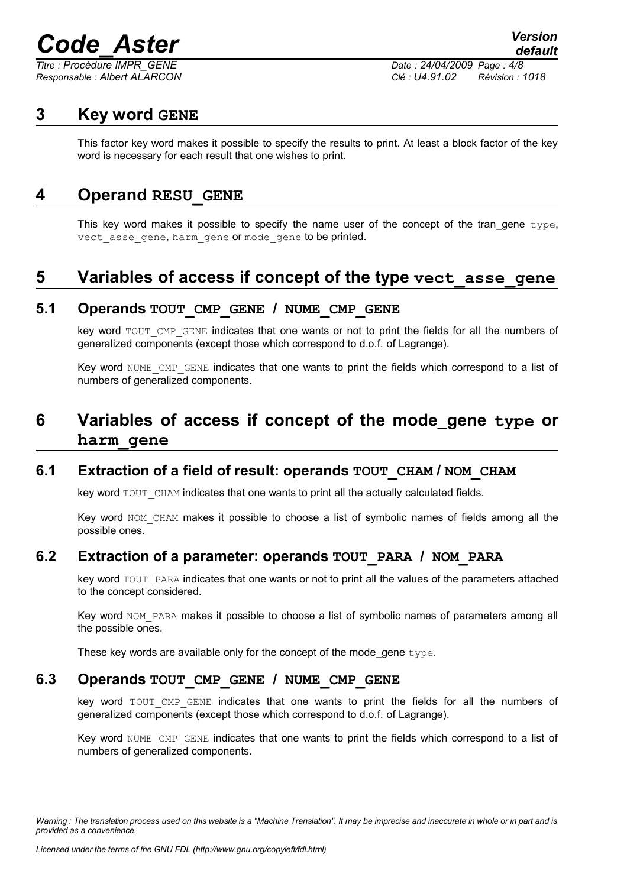# 3 Key word GENE

This factor key word makes it possible to specify the results to print. At least a block factor of the key word is necessary for each result that one wishes to print.

# 4 Operand RESU_GENE

This key word makes it possible to specify the name user of the concept of the tran_gene type, vect_asse_gene, harm_gene or mode_gene to be printed.

# 5 Variables of access if concept of the type vect_asse_gene

## 5.1 Operands TOUT_CMP_GENE / NUME_CMP_GENE

key word TOUT_CMP_GENE indicates that one wants or not to print the fields for all the numbers of generalized components (except those which correspond to d.o.f. of Lagrange).

Key word NUME_CMP_GENE indicates that one wants to print the fields which correspond to a list of numbers of generalized components.

# 6 Variables of access if concept of the mode_gene type or harm_gene

## 6.1 Extraction of a field of result: operands TOUT_CHAM / NOM_CHAM

key word TOUT_CHAM indicates that one wants to print all the actually calculated fields.

Key word NOM_CHAM makes it possible to choose a list of symbolic names of fields among all the possible ones.

## 6.2 Extraction of a parameter: operands TOUT_PARA / NOM_PARA

key word TOUT_PARA indicates that one wants or not to print all the values of the parameters attached to the concept considered.

Key word NOM_PARA makes it possible to choose a list of symbolic names of parameters among all the possible ones.

These key words are available only for the concept of the mode_gene type.

## 6.3 Operands TOUT_CMP_GENE / NUME_CMP_GENE

key word TOUT_CMP_GENE indicates that one wants to print the fields for all the numbers of generalized components (except those which correspond to d.o.f. of Lagrange).

Key word NUME_CMP_GENE indicates that one wants to print the fields which correspond to a list of numbers of generalized components.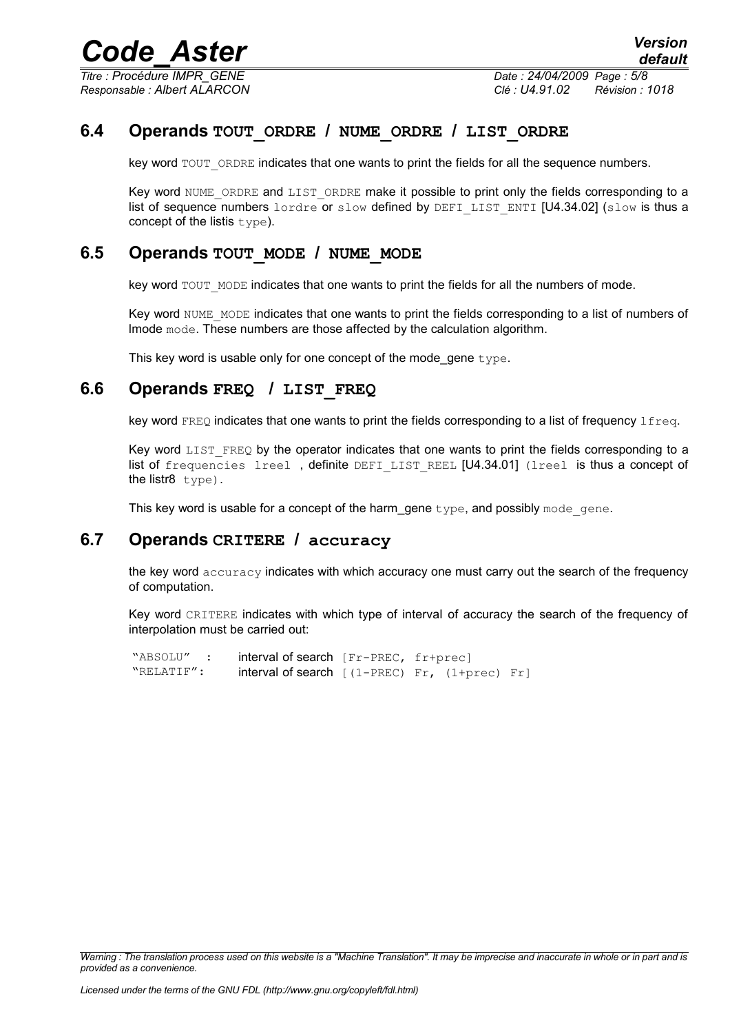## 6.4 Operands **TOUT_ORDRE / NUME_ORDRE / LIST_ORDRE**

key word `TOUT_ORDRE` indicates that one wants to print the fields for all the sequence numbers.

Key word `NUME_ORDRE` and `LIST_ORDRE` make it possible to print only the fields corresponding to a list of sequence numbers `lordre` or `slow` defined by `DEFI_LIST_ENTI` [U4.34.02] (`slow` is thus a concept of the listis `type`).

## 6.5 Operands **TOUT_MODE / NUME_MODE**

key word `TOUT_MODE` indicates that one wants to print the fields for all the numbers of mode.

Key word `NUME_MODE` indicates that one wants to print the fields corresponding to a list of numbers of lmode `mode`. These numbers are those affected by the calculation algorithm.

This key word is usable only for one concept of the mode_gene `type`.

## 6.6 Operands **FREQ / LIST_FREQ**

key word `FREQ` indicates that one wants to print the fields corresponding to a list of frequency `lfreq`.

Key word `LIST_FREQ` by the operator indicates that one wants to print the fields corresponding to a list of `frequencies lreel` , definite `DEFI_LIST_REEL` [U4.34.01] (`lreel` is thus a concept of the listr8 `type`).

This key word is usable for a concept of the harm_gene `type`, and possibly `mode_gene`.

## 6.7 Operands **CRITERE / accuracy**

the key word `accuracy` indicates with which accuracy one must carry out the search of the frequency of computation.

Key word `CRITERE` indicates with which type of interval of accuracy the search of the frequency of interpolation must be carried out:

```
"ABSOLU"  :   interval of search [Fr-PREC, fr+prec]
"RELATIF":    interval of search [(1-PREC) Fr, (1+prec) Fr]
```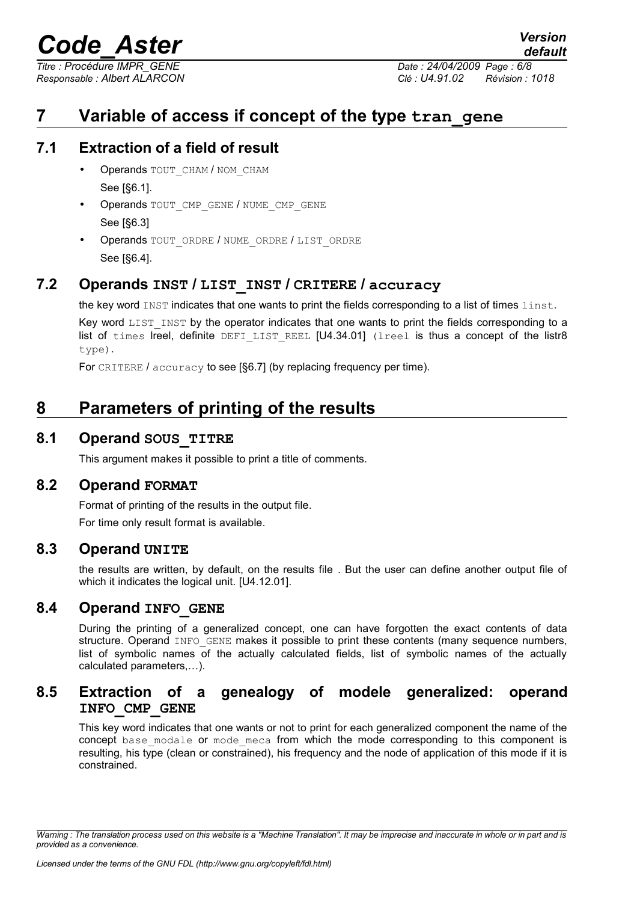# 7 Variable of access if concept of the type `tran_gene`

## 7.1 Extraction of a field of result

- Operands `TOUT_CHAM` / `NOM_CHAM`
  See [§6.1].
- Operands `TOUT_CMP_GENE` / `NUME_CMP_GENE`
  See [§6.3]
- Operands `TOUT_ORDRE` / `NUME_ORDRE` / `LIST_ORDRE`
  See [§6.4].

## 7.2 Operands `INST` / `LIST_INST` / `CRITERE` / `accuracy`

the key word `INST` indicates that one wants to print the fields corresponding to a list of times `linst`.

Key word `LIST_INST` by the operator indicates that one wants to print the fields corresponding to a list of `times` lreel, definite `DEFI_LIST_REEL` [U4.34.01] `(lreel` is thus a concept of the listr8 `type)`.

For `CRITERE` / `accuracy` to see [§6.7] (by replacing frequency per time).

# 8 Parameters of printing of the results

## 8.1 Operand `SOUS_TITRE`

This argument makes it possible to print a title of comments.

## 8.2 Operand `FORMAT`

Format of printing of the results in the output file.

For time only result format is available.

## 8.3 Operand `UNITE`

the results are written, by default, on the results file . But the user can define another output file of which it indicates the logical unit. [U4.12.01].

## 8.4 Operand `INFO_GENE`

During the printing of a generalized concept, one can have forgotten the exact contents of data structure. Operand `INFO_GENE` makes it possible to print these contents (many sequence numbers, list of symbolic names of the actually calculated fields, list of symbolic names of the actually calculated parameters,…).

## 8.5 Extraction of a genealogy of modele generalized: operand `INFO_CMP_GENE`

This key word indicates that one wants or not to print for each generalized component the name of the concept `base_modale` or `mode_meca` from which the mode corresponding to this component is resulting, his type (clean or constrained), his frequency and the node of application of this mode if it is constrained.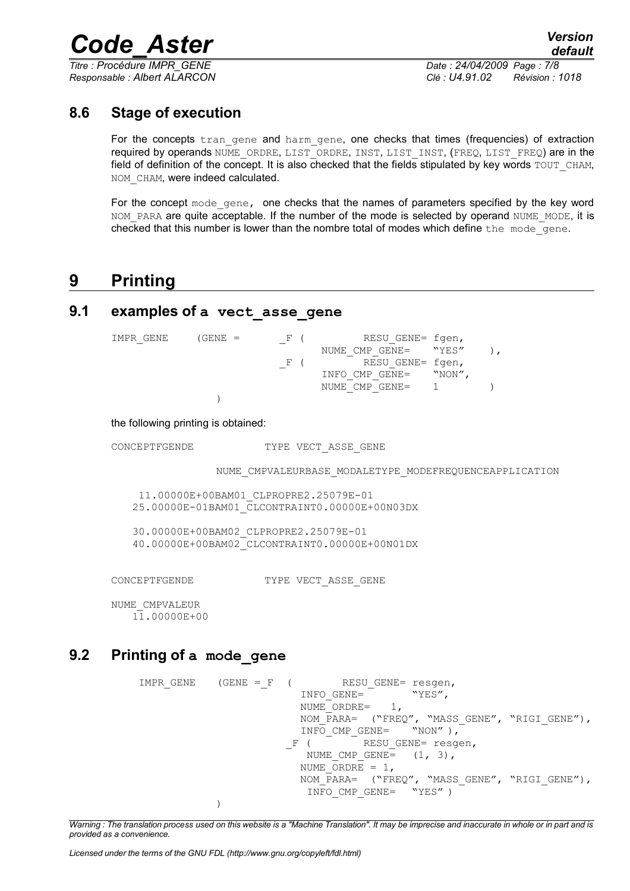## 8.6 Stage of execution

For the concepts tran_gene and harm_gene, one checks that times (frequencies) of extraction required by operands NUME_ORDRE, LIST_ORDRE, INST, LIST_INST, (FREQ, LIST_FREQ) are in the field of definition of the concept. It is also checked that the fields stipulated by key words TOUT_CHAM, NOM_CHAM, were indeed calculated.

For the concept mode_gene, one checks that the names of parameters specified by the key word NOM_PARA are quite acceptable. If the number of the mode is selected by operand NUME_MODE, it is checked that this number is lower than the nombre total of modes which define the mode_gene.

# 9 Printing

## 9.1 examples of a vect_asse_gene

```
IMPR_GENE     (GENE =       _F (         RESU_GENE= fgen,
                                   NUME_CMP_GENE=    "YES"    ),
                            _F (         RESU_GENE= fgen,
                                   INFO_CMP_GENE=    "NON",
                                   NUME_CMP_GENE=    1        )
                  )
```

the following printing is obtained:

```
CONCEPTFGENDE            TYPE VECT_ASSE_GENE

               NUME_CMPVALEURBASE_MODALETYPE_MODEFREQUENCEAPPLICATION

    11.00000E+00BAM01_CLPROPRE2.25079E-01
   25.00000E-01BAM01_CLCONTRAINT0.00000E+00N03DX

   30.00000E+00BAM02_CLPROPRE2.25079E-01
   40.00000E+00BAM02_CLCONTRAINT0.00000E+00N01DX


CONCEPTFGENDE            TYPE VECT_ASSE_GENE

NUME_CMPVALEUR
   11.00000E+00
```

## 9.2 Printing of a mode_gene

```
IMPR_GENE    (GENE =_F  (        RESU_GENE= resgen,
                          INFO_GENE=        "YES",
                          NUME_ORDRE=   1,
                          NOM_PARA=  ("FREQ", "MASS_GENE", "RIGI_GENE"),
                          INFO_CMP_GENE=    "NON" ),
                        _F (         RESU_GENE= resgen,
                           NUME_CMP_GENE=   (1, 3),
                          NUME_ORDRE = 1,
                          NOM_PARA=  ("FREQ", "MASS_GENE", "RIGI_GENE"),
                           INFO_CMP_GENE=   "YES" )
              )
```